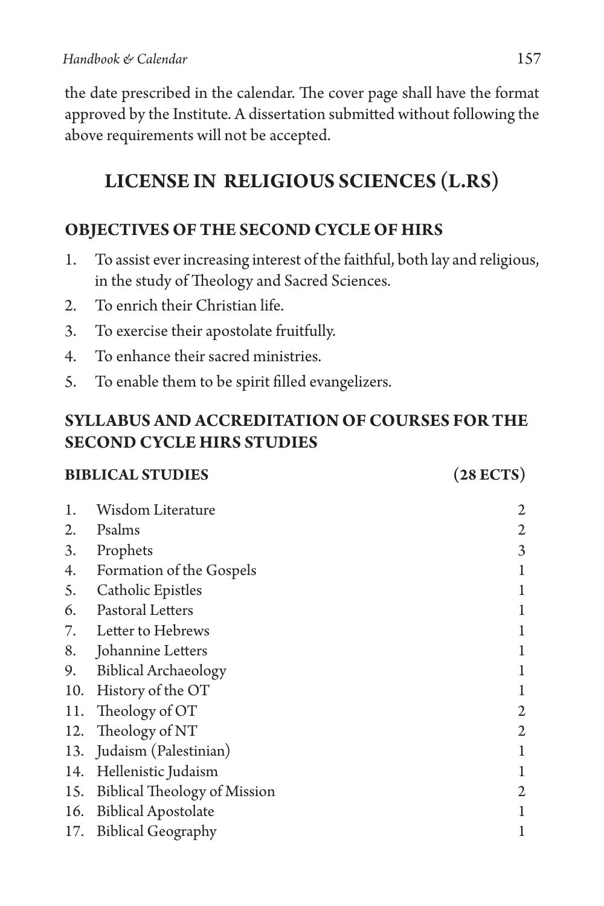the date prescribed in the calendar. The cover page shall have the format approved by the Institute. A dissertation submitted without following the above requirements will not be accepted.

# LICENSE IN RELIGIOUS SCIENCES (L.RS)

## OBJECTIVES OF THE SECOND CYCLE OF HIRS

1. To assist ever increasing interest of the faithful, both lay and religious, in the study of Theology and Sacred Sciences.
2. To enrich their Christian life.
3. To exercise their apostolate fruitfully.
4. To enhance their sacred ministries.
5. To enable them to be spirit filled evangelizers.

## SYLLABUS AND ACCREDITATION OF COURSES FOR THE SECOND CYCLE HIRS STUDIES

| | **BIBLICAL STUDIES** | **(28 ECTS)** |
|---|---|---|
| 1. | Wisdom Literature | 2 |
| 2. | Psalms | 2 |
| 3. | Prophets | 3 |
| 4. | Formation of the Gospels | 1 |
| 5. | Catholic Epistles | 1 |
| 6. | Pastoral Letters | 1 |
| 7. | Letter to Hebrews | 1 |
| 8. | Johannine Letters | 1 |
| 9. | Biblical Archaeology | 1 |
| 10. | History of the OT | 1 |
| 11. | Theology of OT | 2 |
| 12. | Theology of NT | 2 |
| 13. | Judaism (Palestinian) | 1 |
| 14. | Hellenistic Judaism | 1 |
| 15. | Biblical Theology of Mission | 2 |
| 16. | Biblical Apostolate | 1 |
| 17. | Biblical Geography | 1 |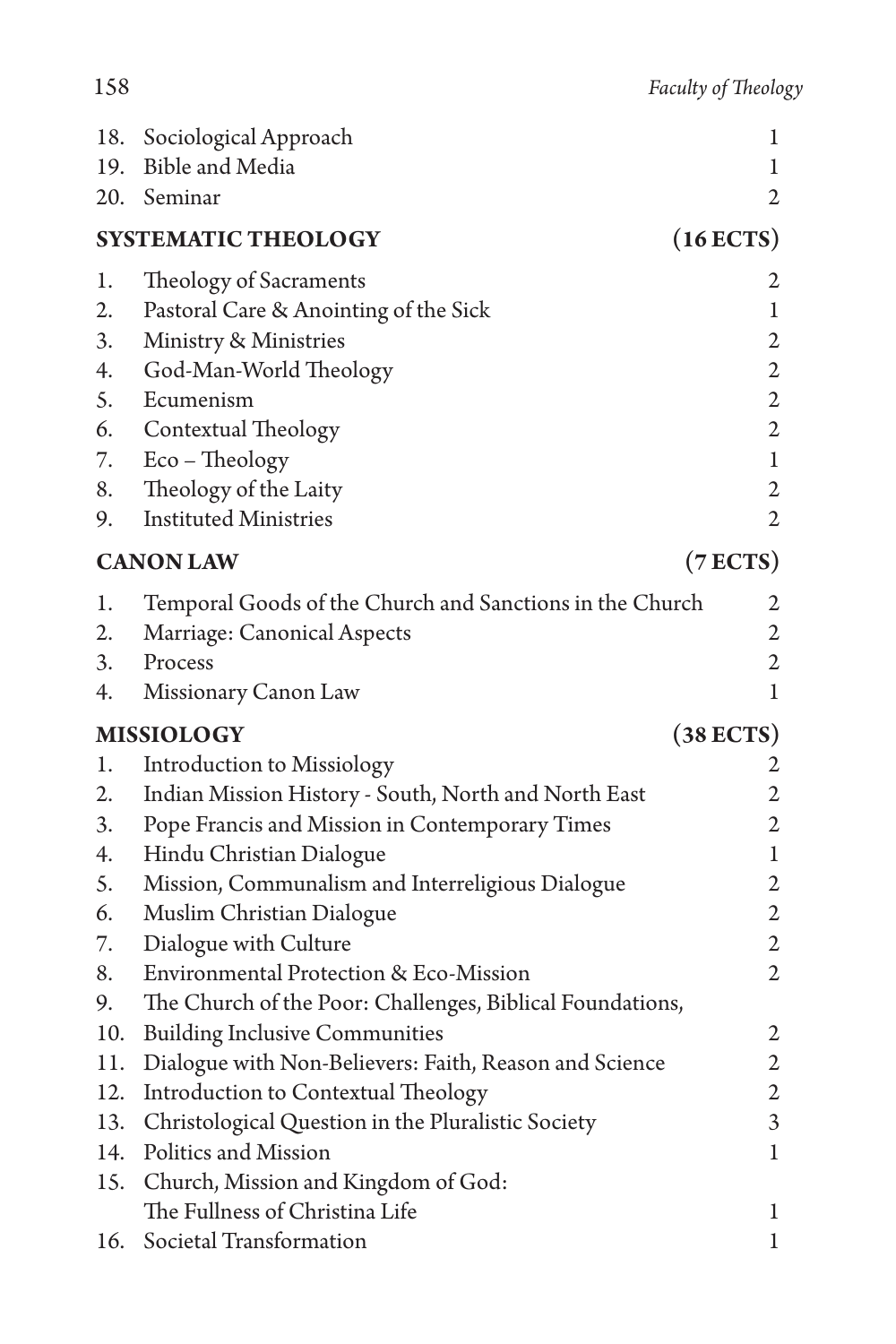| | | |
|---|---|---|
| 18. | Sociological Approach | 1 |
| 19. | Bible and Media | 1 |
| 20. | Seminar | 2 |

## SYSTEMATIC THEOLOGY (16 ECTS)

| | | |
|---|---|---|
| 1. | Theology of Sacraments | 2 |
| 2. | Pastoral Care & Anointing of the Sick | 1 |
| 3. | Ministry & Ministries | 2 |
| 4. | God-Man-World Theology | 2 |
| 5. | Ecumenism | 2 |
| 6. | Contextual Theology | 2 |
| 7. | Eco – Theology | 1 |
| 8. | Theology of the Laity | 2 |
| 9. | Instituted Ministries | 2 |

## CANON LAW (7 ECTS)

| | | |
|---|---|---|
| 1. | Temporal Goods of the Church and Sanctions in the Church | 2 |
| 2. | Marriage: Canonical Aspects | 2 |
| 3. | Process | 2 |
| 4. | Missionary Canon Law | 1 |

## MISSIOLOGY (38 ECTS)

| | | |
|---|---|---|
| 1. | Introduction to Missiology | 2 |
| 2. | Indian Mission History - South, North and North East | 2 |
| 3. | Pope Francis and Mission in Contemporary Times | 2 |
| 4. | Hindu Christian Dialogue | 1 |
| 5. | Mission, Communalism and Interreligious Dialogue | 2 |
| 6. | Muslim Christian Dialogue | 2 |
| 7. | Dialogue with Culture | 2 |
| 8. | Environmental Protection & Eco-Mission | 2 |
| 9. | The Church of the Poor: Challenges, Biblical Foundations, | |
| 10. | Building Inclusive Communities | 2 |
| 11. | Dialogue with Non-Believers: Faith, Reason and Science | 2 |
| 12. | Introduction to Contextual Theology | 2 |
| 13. | Christological Question in the Pluralistic Society | 3 |
| 14. | Politics and Mission | 1 |
| 15. | Church, Mission and Kingdom of God: The Fullness of Christina Life | 1 |
| 16. | Societal Transformation | 1 |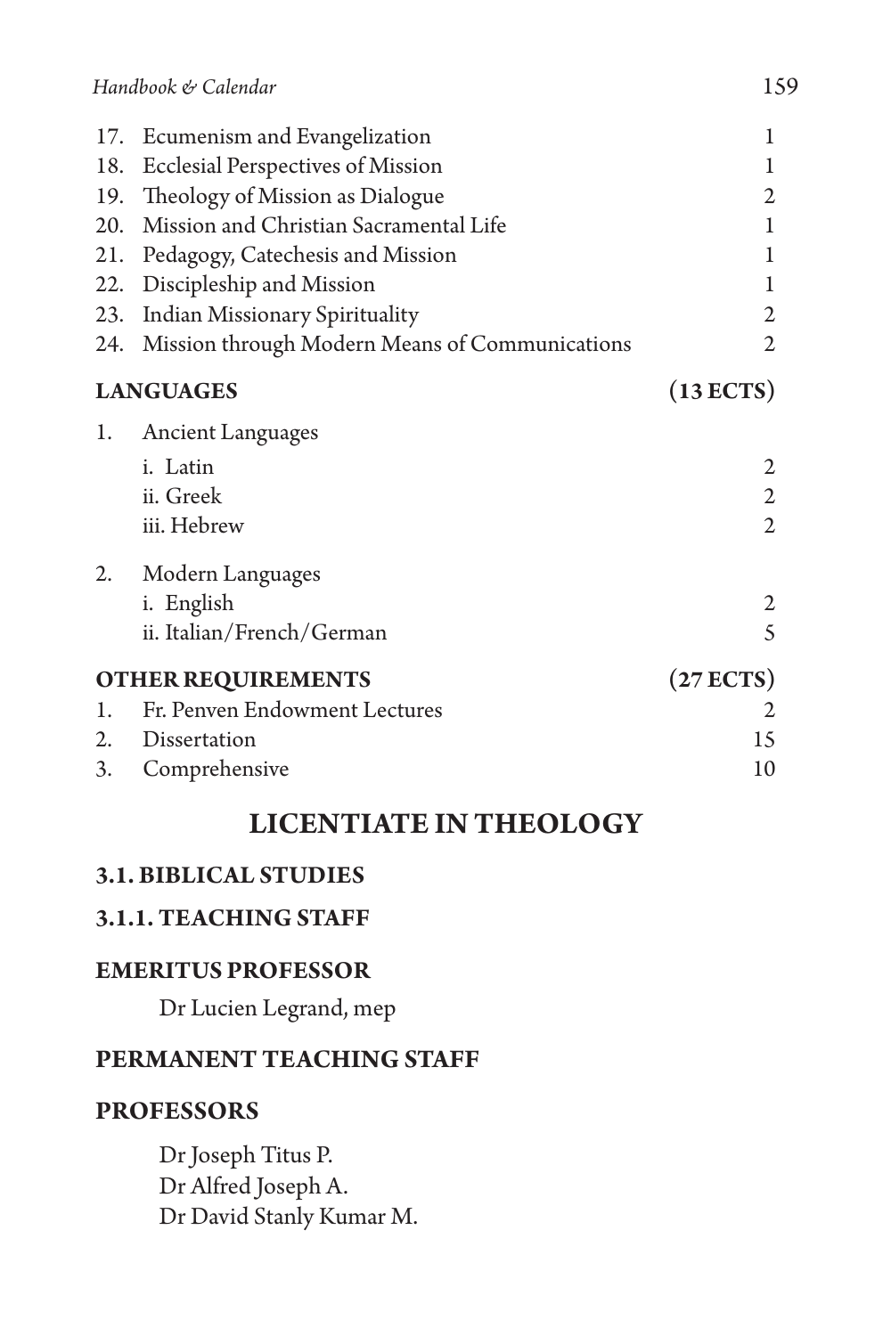| | | |
|---|---|---|
| 17. | Ecumenism and Evangelization | 1 |
| 18. | Ecclesial Perspectives of Mission | 1 |
| 19. | Theology of Mission as Dialogue | 2 |
| 20. | Mission and Christian Sacramental Life | 1 |
| 21. | Pedagogy, Catechesis and Mission | 1 |
| 22. | Discipleship and Mission | 1 |
| 23. | Indian Missionary Spirituality | 2 |
| 24. | Mission through Modern Means of Communications | 2 |

**LANGUAGES** **(13 ECTS)**

| | | |
|---|---|---|
| 1. | Ancient Languages | |
| | i. Latin | 2 |
| | ii. Greek | 2 |
| | iii. Hebrew | 2 |
| 2. | Modern Languages | |
| | i. English | 2 |
| | ii. Italian/French/German | 5 |

**OTHER REQUIREMENTS** **(27 ECTS)**

| | | |
|---|---|---|
| 1. | Fr. Penven Endowment Lectures | 2 |
| 2. | Dissertation | 15 |
| 3. | Comprehensive | 10 |

# LICENTIATE IN THEOLOGY

## 3.1. BIBLICAL STUDIES

### 3.1.1. TEACHING STAFF

**EMERITUS PROFESSOR**

Dr Lucien Legrand, mep

**PERMANENT TEACHING STAFF**

**PROFESSORS**

Dr Joseph Titus P.
Dr Alfred Joseph A.
Dr David Stanly Kumar M.